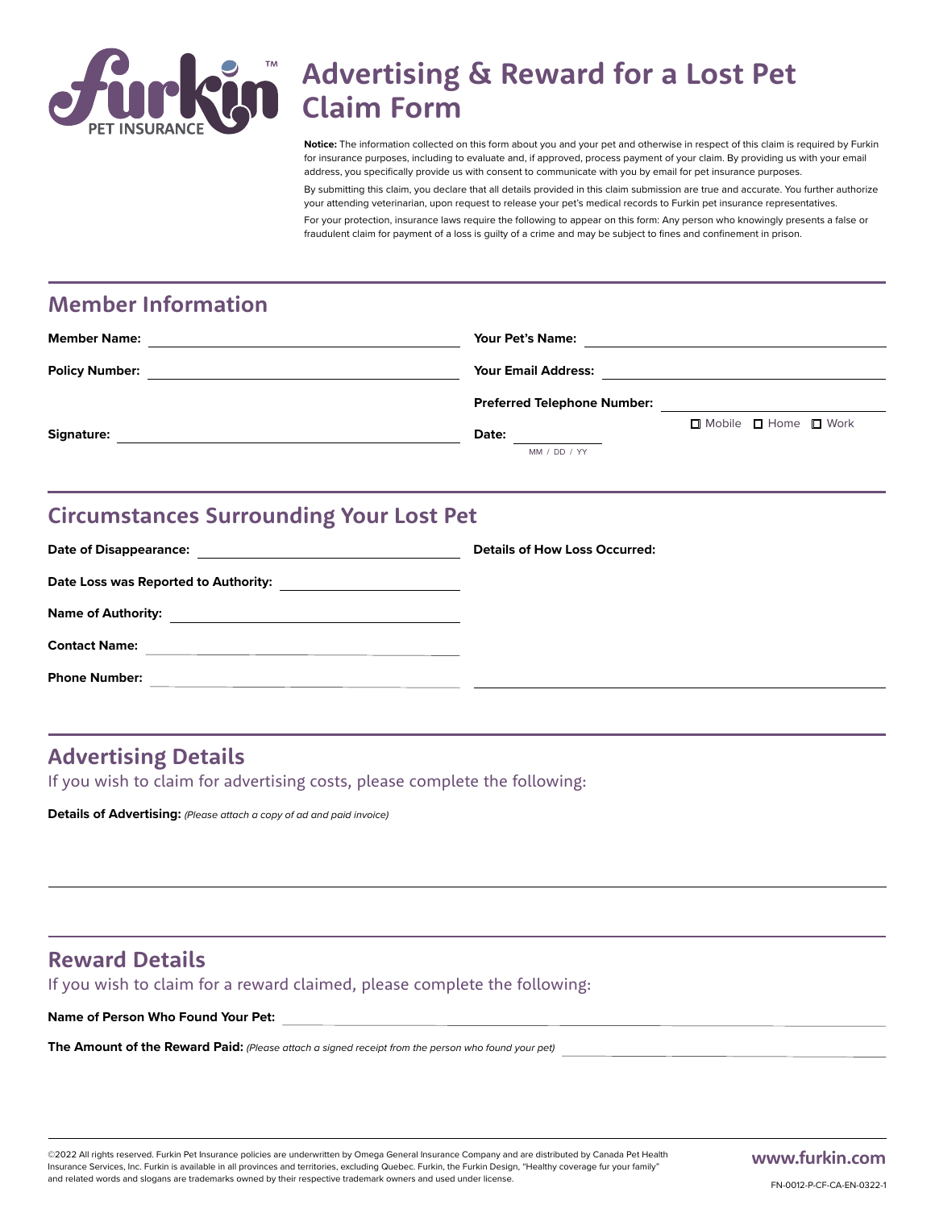# Advertising & Reward for a Lost Pet Claim Form

**Notice:** The information collected on this form about you and your pet and otherwise in respect of this claim is required by Furkin for insurance purposes, including to evaluate and, if approved, process payment of your claim. By providing us with your email address, you specifically provide us with consent to communicate with you by email for pet insurance purposes.

By submitting this claim, you declare that all details provided in this claim submission are true and accurate. You further authorize your attending veterinarian, upon request to release your pet's medical records to Furkin pet insurance representatives.

For your protection, insurance laws require the following to appear on this form: Any person who knowingly presents a false or fraudulent claim for payment of a loss is guilty of a crime and may be subject to fines and confinement in prison.

## Member Information

**Member Name:** ____________________

**Policy Number:** ____________________

**Signature:** ____________________

**Your Pet's Name:** ____________________

**Your Email Address:** ____________________

**Preferred Telephone Number:** ____________________

☐ Mobile ☐ Home ☐ Work

**Date:** __________ MM / DD / YY

## Circumstances Surrounding Your Lost Pet

**Date of Disappearance:** ____________________

**Date Loss was Reported to Authority:** ____________________

**Name of Authority:** ____________________

**Contact Name:** ____________________

**Phone Number:** ____________________

**Details of How Loss Occurred:** ____________________

## Advertising Details

If you wish to claim for advertising costs, please complete the following:

**Details of Advertising:** *(Please attach a copy of ad and paid invoice)*

____________________

## Reward Details

If you wish to claim for a reward claimed, please complete the following:

**Name of Person Who Found Your Pet:** ____________________

**The Amount of the Reward Paid:** *(Please attach a signed receipt from the person who found your pet)* ____________________

©2022 All rights reserved. Furkin Pet Insurance policies are underwritten by Omega General Insurance Company and are distributed by Canada Pet Health Insurance Services, Inc. Furkin is available in all provinces and territories, excluding Quebec. Furkin, the Furkin Design, "Healthy coverage fur your family" and related words and slogans are trademarks owned by their respective trademark owners and used under license.

www.furkin.com

FN-0012-P-CF-CA-EN-0322-1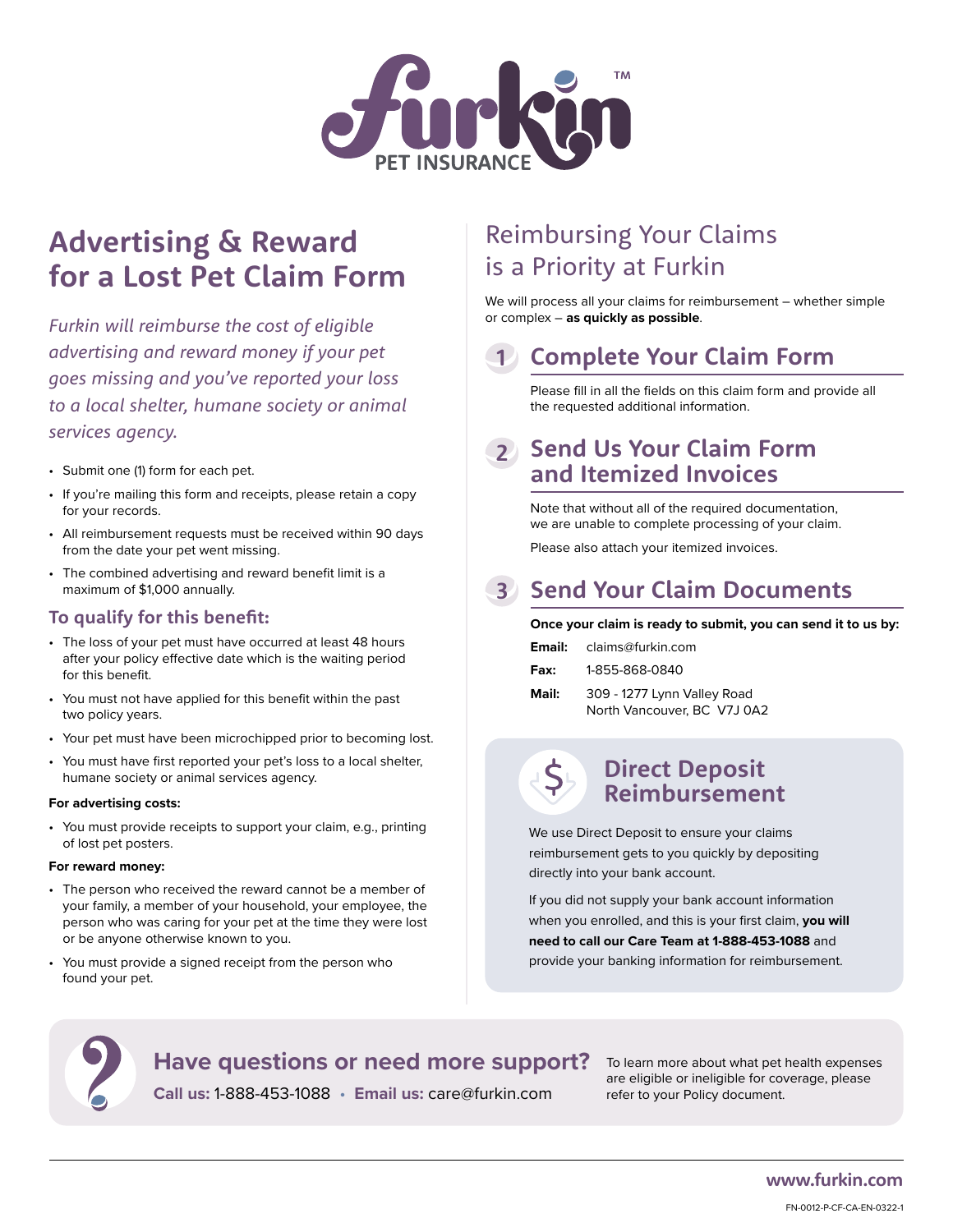Furkin™ PET INSURANCE

# Advertising & Reward for a Lost Pet Claim Form

*Furkin will reimburse the cost of eligible advertising and reward money if your pet goes missing and you've reported your loss to a local shelter, humane society or animal services agency.*

- Submit one (1) form for each pet.
- If you're mailing this form and receipts, please retain a copy for your records.
- All reimbursement requests must be received within 90 days from the date your pet went missing.
- The combined advertising and reward benefit limit is a maximum of $1,000 annually.

## To qualify for this benefit:

- The loss of your pet must have occurred at least 48 hours after your policy effective date which is the waiting period for this benefit.
- You must not have applied for this benefit within the past two policy years.
- Your pet must have been microchipped prior to becoming lost.
- You must have first reported your pet's loss to a local shelter, humane society or animal services agency.

**For advertising costs:**

- You must provide receipts to support your claim, e.g., printing of lost pet posters.

**For reward money:**

- The person who received the reward cannot be a member of your family, a member of your household, your employee, the person who was caring for your pet at the time they were lost or be anyone otherwise known to you.
- You must provide a signed receipt from the person who found your pet.

# Reimbursing Your Claims is a Priority at Furkin

We will process all your claims for reimbursement – whether simple or complex – **as quickly as possible**.

## 1 Complete Your Claim Form

Please fill in all the fields on this claim form and provide all the requested additional information.

## 2 Send Us Your Claim Form and Itemized Invoices

Note that without all of the required documentation, we are unable to complete processing of your claim.

Please also attach your itemized invoices.

## 3 Send Your Claim Documents

**Once your claim is ready to submit, you can send it to us by:**

**Email:** claims@furkin.com

**Fax:** 1-855-868-0840

**Mail:** 309 - 1277 Lynn Valley Road
North Vancouver, BC V7J 0A2

## Direct Deposit Reimbursement

We use Direct Deposit to ensure your claims reimbursement gets to you quickly by depositing directly into your bank account.

If you did not supply your bank account information when you enrolled, and this is your first claim, **you will need to call our Care Team at 1-888-453-1088** and provide your banking information for reimbursement.

## Have questions or need more support?

**Call us:** 1-888-453-1088 • **Email us:** care@furkin.com

To learn more about what pet health expenses are eligible or ineligible for coverage, please refer to your Policy document.

**www.furkin.com**

FN-0012-P-CF-CA-EN-0322-1